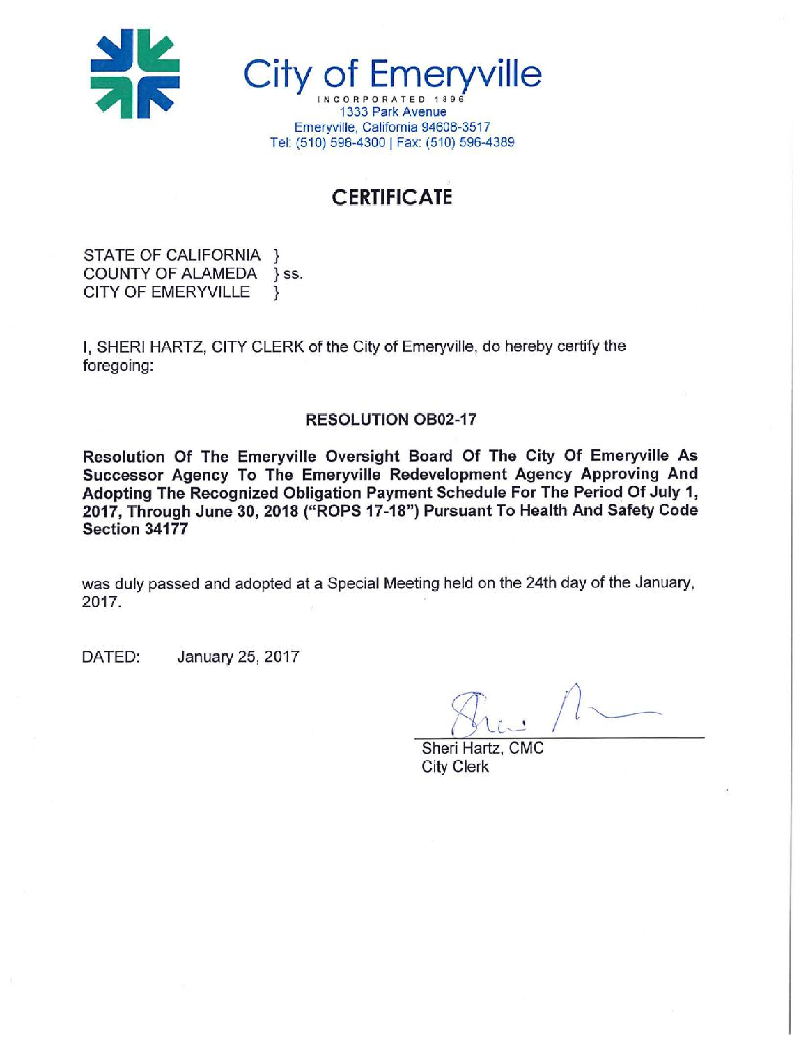# City of Emeryville

INCORPORATED 1896
1333 Park Avenue
Emeryville, California 94608-3517
Tel: (510) 596-4300 | Fax: (510) 596-4389

## CERTIFICATE

STATE OF CALIFORNIA }
COUNTY OF ALAMEDA } ss.
CITY OF EMERYVILLE }

I, SHERI HARTZ, CITY CLERK of the City of Emeryville, do hereby certify the foregoing:

**RESOLUTION OB02-17**

**Resolution Of The Emeryville Oversight Board Of The City Of Emeryville As Successor Agency To The Emeryville Redevelopment Agency Approving And Adopting The Recognized Obligation Payment Schedule For The Period Of July 1, 2017, Through June 30, 2018 ("ROPS 17-18") Pursuant To Health And Safety Code Section 34177**

was duly passed and adopted at a Special Meeting held on the 24th day of the January, 2017.

DATED: January 25, 2017

Sheri Hartz, CMC
City Clerk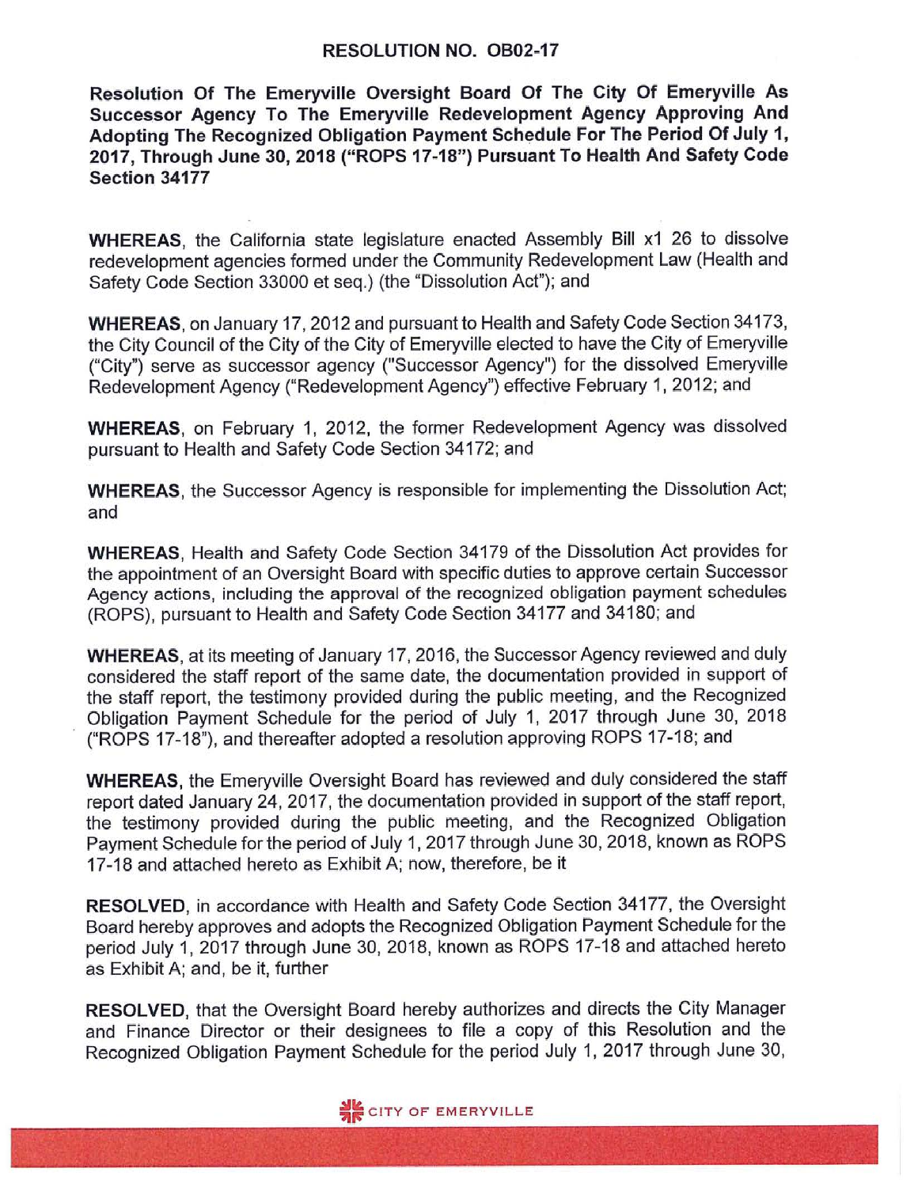**RESOLUTION NO. OB02-17**

**Resolution Of The Emeryville Oversight Board Of The City Of Emeryville As Successor Agency To The Emeryville Redevelopment Agency Approving And Adopting The Recognized Obligation Payment Schedule For The Period Of July 1, 2017, Through June 30, 2018 ("ROPS 17-18") Pursuant To Health And Safety Code Section 34177**

**WHEREAS**, the California state legislature enacted Assembly Bill x1 26 to dissolve redevelopment agencies formed under the Community Redevelopment Law (Health and Safety Code Section 33000 et seq.) (the "Dissolution Act"); and

**WHEREAS**, on January 17, 2012 and pursuant to Health and Safety Code Section 34173, the City Council of the City of the City of Emeryville elected to have the City of Emeryville ("City") serve as successor agency ("Successor Agency") for the dissolved Emeryville Redevelopment Agency ("Redevelopment Agency") effective February 1, 2012; and

**WHEREAS**, on February 1, 2012, the former Redevelopment Agency was dissolved pursuant to Health and Safety Code Section 34172; and

**WHEREAS**, the Successor Agency is responsible for implementing the Dissolution Act; and

**WHEREAS**, Health and Safety Code Section 34179 of the Dissolution Act provides for the appointment of an Oversight Board with specific duties to approve certain Successor Agency actions, including the approval of the recognized obligation payment schedules (ROPS), pursuant to Health and Safety Code Section 34177 and 34180; and

**WHEREAS**, at its meeting of January 17, 2016, the Successor Agency reviewed and duly considered the staff report of the same date, the documentation provided in support of the staff report, the testimony provided during the public meeting, and the Recognized Obligation Payment Schedule for the period of July 1, 2017 through June 30, 2018 ("ROPS 17-18"), and thereafter adopted a resolution approving ROPS 17-18; and

**WHEREAS**, the Emeryville Oversight Board has reviewed and duly considered the staff report dated January 24, 2017, the documentation provided in support of the staff report, the testimony provided during the public meeting, and the Recognized Obligation Payment Schedule for the period of July 1, 2017 through June 30, 2018, known as ROPS 17-18 and attached hereto as Exhibit A; now, therefore, be it

**RESOLVED**, in accordance with Health and Safety Code Section 34177, the Oversight Board hereby approves and adopts the Recognized Obligation Payment Schedule for the period July 1, 2017 through June 30, 2018, known as ROPS 17-18 and attached hereto as Exhibit A; and, be it, further

**RESOLVED**, that the Oversight Board hereby authorizes and directs the City Manager and Finance Director or their designees to file a copy of this Resolution and the Recognized Obligation Payment Schedule for the period July 1, 2017 through June 30,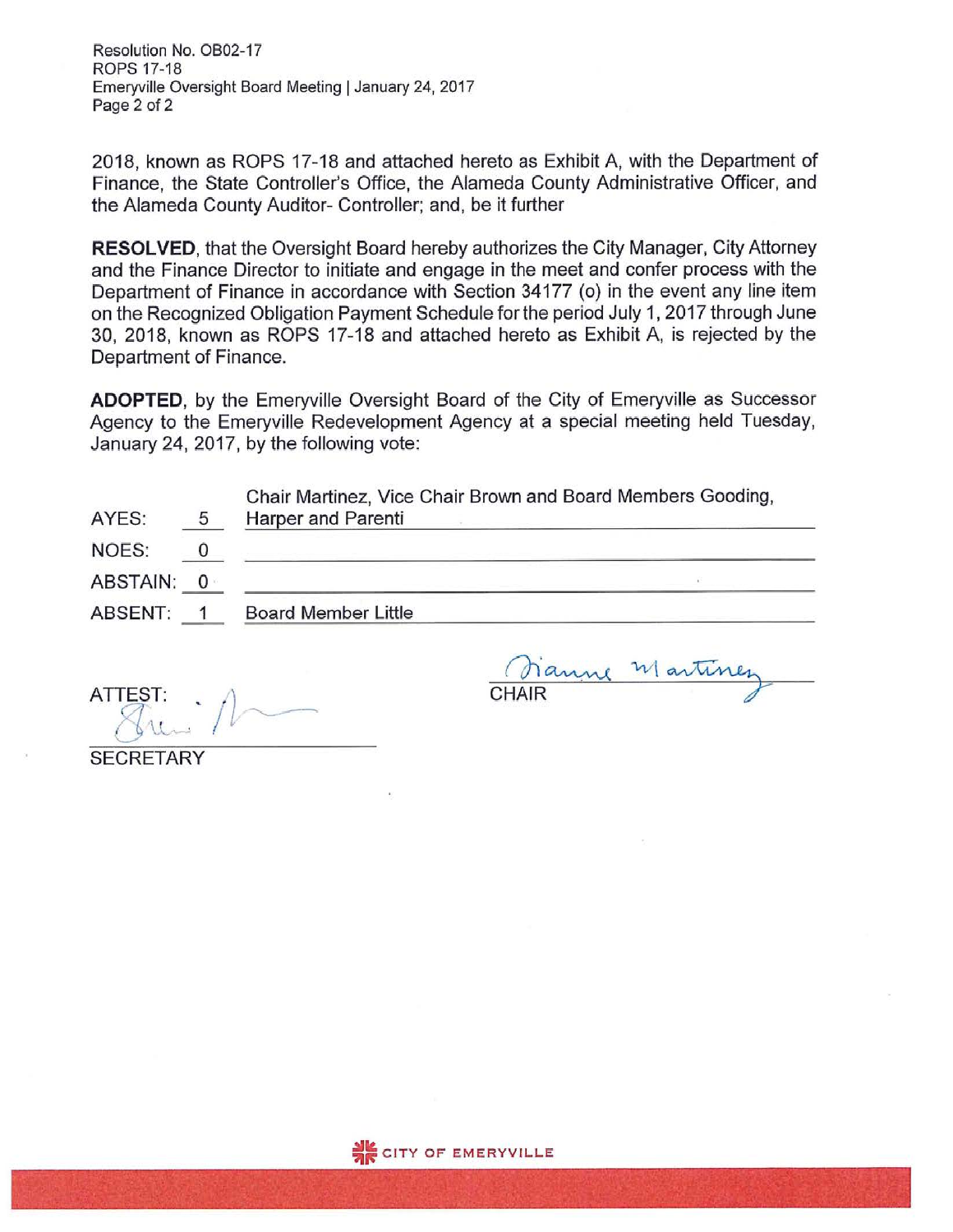2018, known as ROPS 17-18 and attached hereto as Exhibit A, with the Department of Finance, the State Controller's Office, the Alameda County Administrative Officer, and the Alameda County Auditor- Controller; and, be it further

**RESOLVED**, that the Oversight Board hereby authorizes the City Manager, City Attorney and the Finance Director to initiate and engage in the meet and confer process with the Department of Finance in accordance with Section 34177 (o) in the event any line item on the Recognized Obligation Payment Schedule for the period July 1, 2017 through June 30, 2018, known as ROPS 17-18 and attached hereto as Exhibit A, is rejected by the Department of Finance.

**ADOPTED**, by the Emeryville Oversight Board of the City of Emeryville as Successor Agency to the Emeryville Redevelopment Agency at a special meeting held Tuesday, January 24, 2017, by the following vote:

| | | |
|---|---|---|
| AYES: | 5 | Chair Martinez, Vice Chair Brown and Board Members Gooding, Harper and Parenti |
| NOES: | 0 | |
| ABSTAIN: | 0 | |
| ABSENT: | 1 | Board Member Little |

Dianne Martinez
CHAIR

ATTEST:

SECRETARY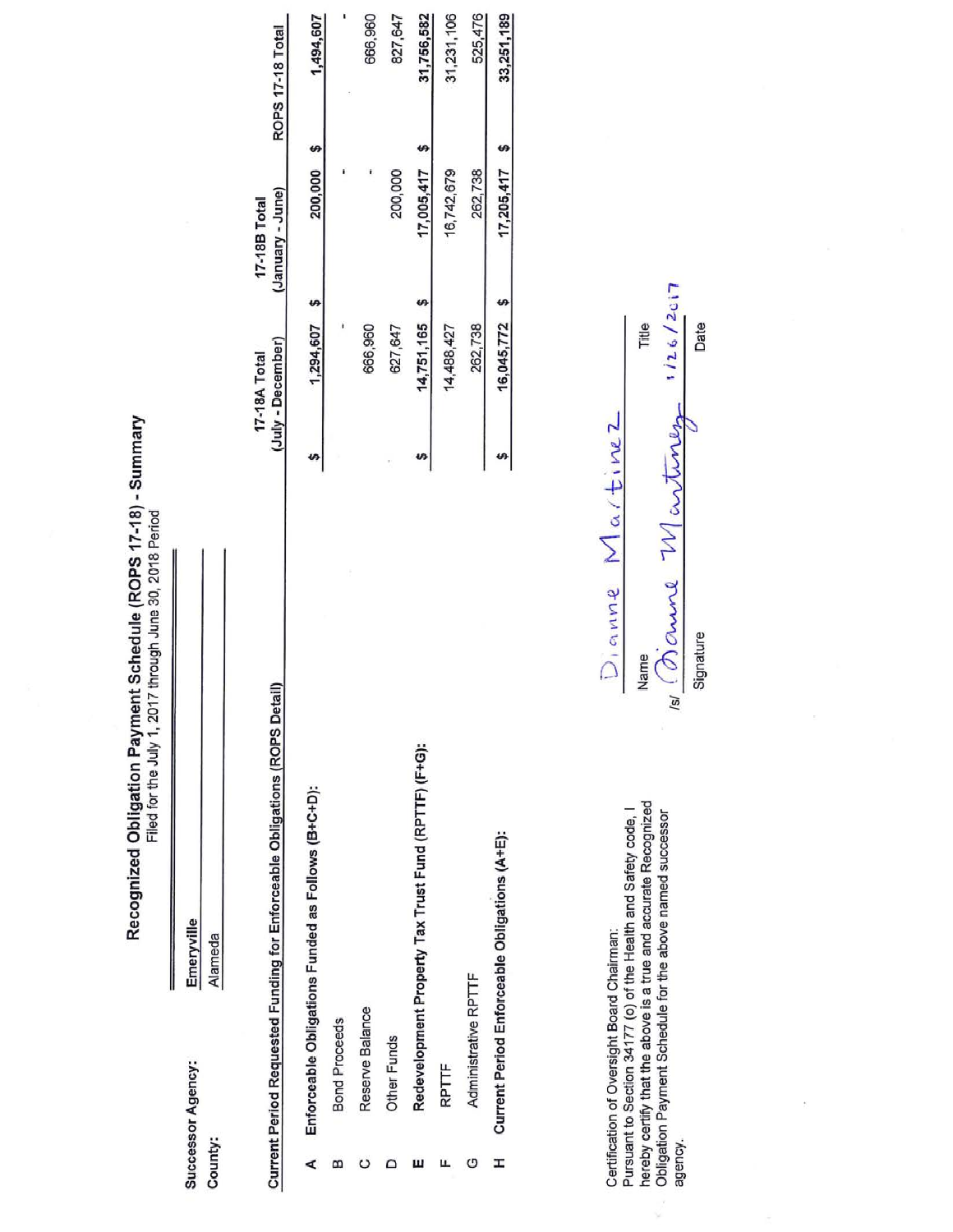# Recognized Obligation Payment Schedule (ROPS 17-18) - Summary

Filed for the July 1, 2017 through June 30, 2018 Period

| | |
|---|---|
| **Successor Agency:** | Emeryville |
| **County:** | Alameda |

| | Current Period Requested Funding for Enforceable Obligations (ROPS Detail) | 17-18A Total (July - December) | 17-18B Total (January - June) | ROPS 17-18 Total |
|---|---|---|---|---|
| **A** | **Enforceable Obligations Funded as Follows (B+C+D):** | **$ 1,294,607** | **$ 200,000** | **$ 1,494,607** |
| B | Bond Proceeds | - | - | - |
| C | Reserve Balance | 666,960 | - | 666,960 |
| D | Other Funds | 627,647 | 200,000 | 827,647 |
| **E** | **Redevelopment Property Tax Trust Fund (RPTTF) (F+G):** | **$ 14,751,165** | **$ 17,005,417** | **$ 31,756,582** |
| F | RPTTF | 14,488,427 | 16,742,679 | 31,231,106 |
| G | Administrative RPTTF | 262,738 | 262,738 | 525,476 |
| **H** | **Current Period Enforceable Obligations (A+E):** | **$ 16,045,772** | **$ 17,205,417** | **$ 33,251,189** |

Certification of Oversight Board Chairman:
Pursuant to Section 34177 (o) of the Health and Safety code, I hereby certify that the above is a true and accurate Recognized Obligation Payment Schedule for the above named successor agency.

Dianne Martinez

Name Title

/s/ Dianne Martinez 1/26/2017

Signature Date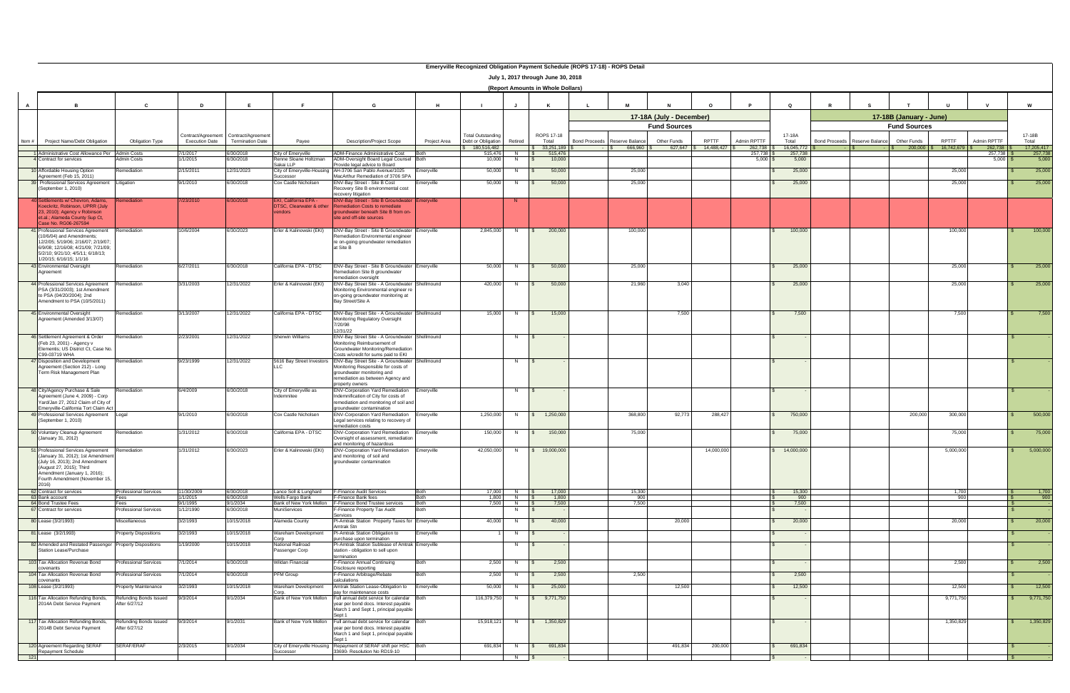**Emeryville Recognized Obligation Payment Schedule (ROPS 17-18) - ROPS Detail**

**July 1, 2017 through June 30, 2018**

**(Report Amounts in Whole Dollars)**

| A | B | C | D | E | F | G | H | I | J | K | L | M | N | O | P | Q | R | S | T | U | V | W |
|---|---|---|---|---|---|---|---|---|---|---|---|---|---|---|---|---|---|---|---|---|---|---|
| | | | | | | | | | | | 17-18A (July - December) | | | | | | 17-18B (January - June) | | | | | |
| | | | | | | | | | | | Fund Sources | | | | | | Fund Sources | | | | | |
| Item # | Project Name/Debt Obligation | Obligation Type | Contract/Agreement Execution Date | Contract/Agreement Termination Date | Payee | Description/Project Scope | Project Area | Total Outstanding Debt or Obligation | Retired | ROPS 17-18 Total | Bond Proceeds | Reserve Balance | Other Funds | RPTTF | Admin RPTTF | 17-18A Total | Bond Proceeds | Reserve Balance | Other Funds | RPTTF | Admin RPTTF | 17-18B Total |
| | | | | | | | | $ 180,516,482 | | $ 33,251,189 | $ - | $ 666,960 | $ 627,647 | $ 14,488,427 | $ 262,738 | $ 16,045,772 | $ - | $ - | $ 200,000 | $ 16,742,679 | $ 262,738 | $ 17,205,417 |
| 1 | Administrative Cost Allowance Per | Admin Costs | 7/1/2017 | 6/30/2018 | City of Emeryville | ADM-Finance Administrative Cost | Both | 515,476 | N | $ 515,476 | | | | | 257,738 | $ 257,738 | | | | | 257,738 | $ 257,738 |
| 4 | Contract for services | Admin Costs | 1/1/2015 | 6/30/2018 | Renne Sloane Holtzman Sakai LLP | ADM-Oversight Board Legal Counsel Provide legal advice to Board | Both | 10,000 | N | $ 10,000 | | | | | 5,000 | $ 5,000 | | | | | 5,000 | $ 5,000 |
| 10 | Affordable Housing Option Agreement (Feb 15, 2011) | Remediation | 2/15/2011 | 12/31/2023 | City of Emeryville-Housing Successor | AH-3706 San Pablo Avenue/1025 MacArthur Remediation of 3706 SPA | Emeryville | 50,000 | N | $ 50,000 | | 25,000 | | | | $ 25,000 | | | | 25,000 | | $ 25,000 |
| 39 | Professional Services Agreement (September 1, 2010) | Litigation | 9/1/2010 | 6/30/2018 | Cox Castle Nicholsen | ENV-Bay Street - Site B Cost Recovery Site B environmental cost recovery litigation | Emeryville | 50,000 | N | $ 50,000 | | 25,000 | | | | $ 25,000 | | | | 25,000 | | $ 25,000 |
| 40 | Settlements w/ Chevron, Adams, Koeckritz, Robinson, UPRR (July 23, 2010); Agency v Robinson et.al.; Alameda County Sup Ct, Case No. RG06-267594 | Remediation | 7/23/2010 | 6/30/2018 | EKI, California EPA - DTSC, Clearwater & other vendors | ENV-Bay Street - Site B Groundwater Remediation Costs to remediate groundwater beneath Site B from on-site and off-site sources | Emeryville | | N | | | | | | | | | | | | | |
| 41 | Professional Services Agreement (10/6/04) and Amendments; 12/2/05; 5/19/06; 2/16/07; 2/19/07; 6/9/08; 12/16/08; 4/21/09; 7/21/09; 5/2/10; 9/21/10; 4/5/11; 6/18/13; 1/20/15; 6/16/15; 1/1/16 | Remediation | 10/6/2004 | 6/30/2023 | Erler & Kalinowski (EKI) | ENV-Bay Street - Site B Groundwater Remediation Environmental engineer re on-going groundwater remediation at Site B | Emeryville | 2,845,000 | N | $ 200,000 | | 100,000 | | | | $ 100,000 | | | | 100,000 | | $ 100,000 |
| 43 | Environmental Oversight Agreement | Remediation | 6/27/2011 | 6/30/2018 | California EPA - DTSC | ENV-Bay Street - Site B Groundwater Remediation Site B groundwater remediation oversight | Emeryville | 50,000 | N | $ 50,000 | | 25,000 | | | | $ 25,000 | | | | 25,000 | | $ 25,000 |
| 44 | Professional Services Agreement PSA (3/31/2003); 1st Amendment to PSA (04/20/2004); 2nd Amendment to PSA (10/5/2011) | Remediation | 3/31/2003 | 12/31/2022 | Erler & Kalinowski (EKI) | ENV-Bay Street - Site A Groundwater Monitoring Environmental engineer re on-going groundwater monitoring at Bay Street/Site A | Shellmound | 420,000 | N | $ 50,000 | | 21,960 | 3,040 | | | $ 25,000 | | | | 25,000 | | $ 25,000 |
| 45 | Environmental Oversight Agreement (Amended 3/13/07) | Remediation | 3/13/2007 | 12/31/2022 | California EPA - DTSC | ENV-Bay Street - Site A Groundwater Monitoring Regulatory Oversight 7/20/98 12/31/22 | Shellmound | 15,000 | N | $ 15,000 | | | 7,500 | | | $ 7,500 | | | | 7,500 | | $ 7,500 |
| 46 | Settlement Agreement & Order (Feb 23, 2001) - Agency v Elementis; US District Ct, Case No. C99-03719 WHA | Remediation | 2/23/2001 | 12/31/2022 | Sherwin Williams | ENV-Bay Street - Site A Groundwater Monitoring Reimbursement of Groundwater Monitoring/Remediation Costs w/credit for sums paid to EKI | Shellmound | | N | $ - | | | | | | $ - | | | | | | $ - |
| 47 | Disposition and Development Agreement (Section 212) - Long Term Risk Management Plan | Remediation | 9/23/1999 | 12/31/2022 | 5616 Bay Street Investors LLC | ENV-Bay Street - Site A Groundwater Monitoring Responsible for costs of groundwater monitoring and remediation as between Agency and property owners | Shellmound | | N | $ - | | | | | | $ - | | | | | | $ - |
| 48 | City/Agency Purchase & Sale Agreement (June 4, 2009) - Corp Yard/Jan 27, 2012 Claim of City of Emeryville-California Tort Claim Act | Remediation | 6/4/2009 | 6/30/2018 | City of Emeryville as Indemnitee | ENV-Corporation Yard Remediation Indemnification of City for costs of remediation and monitoring of soil and groundwater contamination | Emeryville | | N | $ - | | | | | | $ - | | | | | | $ - |
| 49 | Professional Services Agreement (September 1, 2010) | Legal | 9/1/2010 | 6/30/2018 | Cox Castle Nicholsen | ENV-Corporation Yard Remediation Legal services relating to recovery of remediation costs | Emeryville | 1,250,000 | N | $ 1,250,000 | | 368,800 | 92,773 | 288,427 | | $ 750,000 | | | 200,000 | 300,000 | | $ 500,000 |
| 50 | Voluntary Cleanup Agreement (January 31, 2012) | Remediation | 1/31/2012 | 6/30/2018 | California EPA - DTSC | ENV-Corporation Yard Remediation Oversight of assessment, remediation and monitoring of hazardous | Emeryville | 150,000 | N | $ 150,000 | | 75,000 | | | | $ 75,000 | | | | 75,000 | | $ 75,000 |
| 51 | Professional Services Agreement (January 31, 2012); 1st Amendment (July 16, 2013); 2nd Amendment (August 27, 2015); Third Amendment (January 1, 2016); Fourth Amendment (November 15, 2016) | Remediation | 1/31/2012 | 6/30/2023 | Erler & Kalinowski (EKI) | ENV-Corporation Yard Remediation and monitoring of soil and groundwater contamination | Emeryville | 42,050,000 | N | $ 19,000,000 | | | | 14,000,000 | | $ 14,000,000 | | | | 5,000,000 | | $ 5,000,000 |
| 62 | Contract for services | Professional Services | 11/30/2009 | 6/30/2018 | Lance Soll & Lunghard | F-Finance Audit Services | Both | 17,000 | N | $ 17,000 | | 15,300 | | | | $ 15,300 | | | | 1,700 | | $ 1,700 |
| 63 | Bank account | Fees | 1/1/2015 | 6/30/2018 | Wells Fargo Bank | F-Finance Bank fees | Both | 1,800 | N | $ 1,800 | | 900 | | | | $ 900 | | | | 900 | | $ 900 |
| 64 | Bond Trustee Fees | Fees | 9/1/1995 | 9/1/2034 | Bank of New York Mellon | F-Finance Bond Trustee services | Both | 7,500 | N | $ 7,500 | | 7,500 | | | | $ 7,500 | | | | | | $ - |
| 67 | Contract for services | Professional Services | 1/12/1990 | 6/30/2018 | MuniServices | F-Finance Property Tax Audit Services | Both | | N | $ - | | | | | | $ - | | | | | | $ - |
| 80 | Lease (3/2/1993) | Miscellaneous | 3/2/1993 | 10/15/2018 | Alameda County | PI-Amtrak Station Property Taxes for Amtrak Stn | Emeryville | 40,000 | N | $ 40,000 | | | 20,000 | | | $ 20,000 | | | | 20,000 | | $ 20,000 |
| 81 | Lease (3/2/1993) | Property Dispositions | 3/2/1993 | 10/15/2018 | Wareham Development Corp | PI-Amtrak Station Obligation to purchase upon termination | Emeryville | 1 | N | $ - | | | | | | $ - | | | | | | $ - |
| 82 | Amended and Restated Passenger Station Lease/Purchase | Property Dispositions | 1/19/2000 | 10/15/2018 | National Railroad Passenger Corp | PI-Amtrak Station Sublease of Amtrak station - obligation to sell upon termination | Emeryville | | N | $ - | | | | | | $ - | | | | | | $ - |
| 103 | Tax Allocation Revenue Bond covenants | Professional Services | 7/1/2014 | 6/30/2018 | Wildan Financial | F-Finance Annual Continuing Disclosure reporting | Both | 2,500 | N | $ 2,500 | | | | | | $ - | | | | 2,500 | | $ 2,500 |
| 104 | Tax Allocation Revenue Bond covenants | Professional Services | 7/1/2014 | 6/30/2018 | PFM Group | F-Finance Arbitrage/Rebate calculations | Both | 2,500 | N | $ 2,500 | | 2,500 | | | | $ 2,500 | | | | | | $ - |
| 108 | Lease (3/2/1993) | Property Maintenance | 3/2/1993 | 10/15/2018 | Wareham Development Corp. | Amtrak Station Lease-Obligation to pay for maintenance costs | Emeryville | 50,000 | N | $ 25,000 | | | 12,500 | | | $ 12,500 | | | | 12,500 | | $ 12,500 |
| 116 | Tax Allocation Refunding Bonds, 2014A Debt Service Payment | Refunding Bonds Issued After 6/27/12 | 9/3/2014 | 9/1/2034 | Bank of New York Mellon | Full annual debt service for calendar year per bond docs. Interest payable March 1 and Sept 1, principal payable Sept 1 | Both | 116,379,750 | N | $ 9,771,750 | | | | | | $ - | | | | 9,771,750 | | $ 9,771,750 |
| 117 | Tax Allocation Refunding Bonds, 2014B Debt Service Payment | Refunding Bonds Issued After 6/27/12 | 9/3/2014 | 9/1/2031 | Bank of New York Mellon | Full annual debt service for calendar year per bond docs. Interest payable March 1 and Sept 1, principal payable Sept 1 | Both | 15,918,121 | N | $ 1,350,829 | | | | | | $ - | | | | 1,350,829 | | $ 1,350,829 |
| 120 | Agreement Regarding SERAF Repayment Schedule | SERAF/ERAF | 2/3/2015 | 9/1/2034 | City of Emeryville Housing Successor | Repayment of SERAF shift per HSC 33690- Resolution No RD19-10 | Both | 691,834 | N | $ 691,834 | | | 491,834 | 200,000 | | $ 691,834 | | | | | | $ - |
| 121 | | | | | | | | | N | $ - | | | | | | $ - | | | | | | $ - |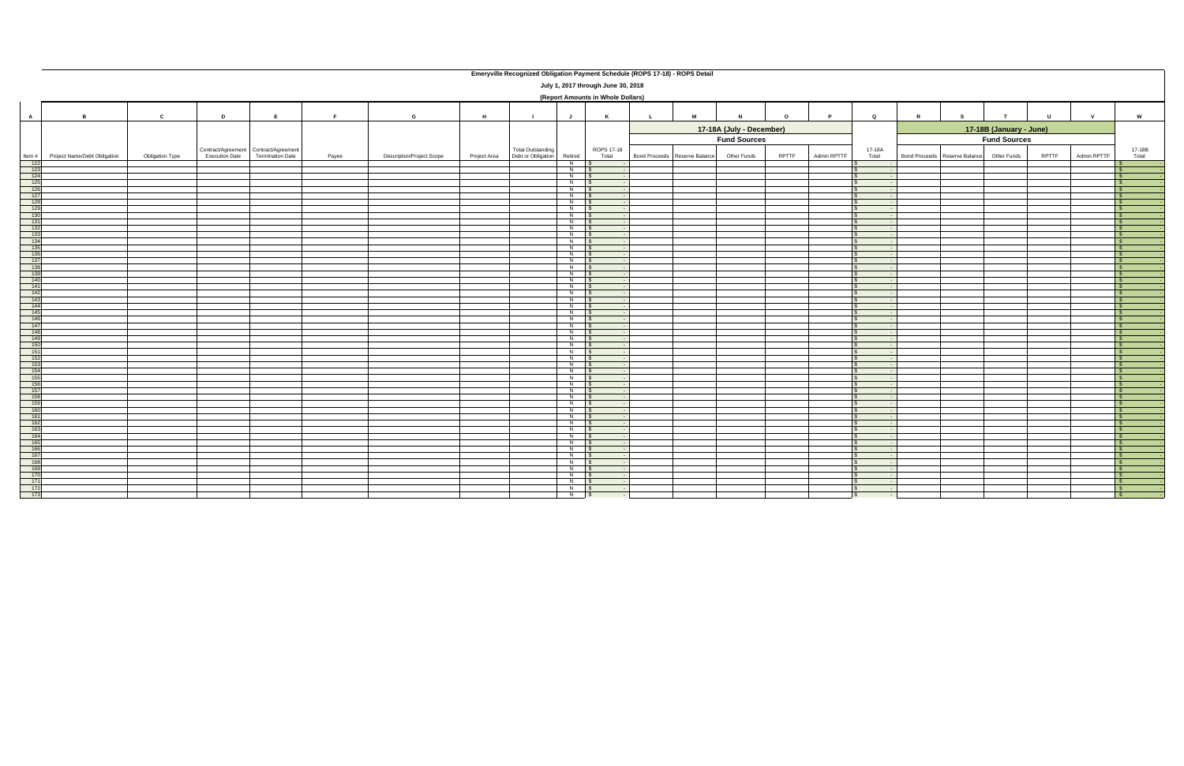# Emeryville Recognized Obligation Payment Schedule (ROPS 17-18) - ROPS Detail

## July 1, 2017 through June 30, 2018

### (Report Amounts in Whole Dollars)

| A | B | C | D | E | F | G | H | I | J | K | L | M | N | O | P | Q | R | S | T | U | V | W |
|---|---|---|---|---|---|---|---|---|---|---|---|---|---|---|---|---|---|---|---|---|---|---|
| | | | | | | | | | | | 17-18A (July - December) | | | | | | 17-18B (January - June) | | | | | |
| | | | | | | | | | | | Fund Sources | | | | | | Fund Sources | | | | | |
| Item # | Project Name/Debt Obligation | Obligation Type | Contract/Agreement Execution Date | Contract/Agreement Termination Date | Payee | Description/Project Scope | Project Area | Total Outstanding Debt or Obligation | Retired | ROPS 17-18 Total | Bond Proceeds | Reserve Balance | Other Funds | RPTTF | Admin RPTTF | 17-18A Total | Bond Proceeds | Reserve Balance | Other Funds | RPTTF | Admin RPTTF | 17-18B Total |
| 122 | | | | | | | | | N | $ - | | | | | | $ - | | | | | | $ - |
| 123 | | | | | | | | | N | $ - | | | | | | $ - | | | | | | $ - |
| 124 | | | | | | | | | N | $ - | | | | | | $ - | | | | | | $ - |
| 125 | | | | | | | | | N | $ - | | | | | | $ - | | | | | | $ - |
| 126 | | | | | | | | | N | $ - | | | | | | $ - | | | | | | $ - |
| 127 | | | | | | | | | N | $ - | | | | | | $ - | | | | | | $ - |
| 128 | | | | | | | | | N | $ - | | | | | | $ - | | | | | | $ - |
| 129 | | | | | | | | | N | $ - | | | | | | $ - | | | | | | $ - |
| 130 | | | | | | | | | N | $ - | | | | | | $ - | | | | | | $ - |
| 131 | | | | | | | | | N | $ - | | | | | | $ - | | | | | | $ - |
| 132 | | | | | | | | | N | $ - | | | | | | $ - | | | | | | $ - |
| 133 | | | | | | | | | N | $ - | | | | | | $ - | | | | | | $ - |
| 134 | | | | | | | | | N | $ - | | | | | | $ - | | | | | | $ - |
| 135 | | | | | | | | | N | $ - | | | | | | $ - | | | | | | $ - |
| 136 | | | | | | | | | N | $ - | | | | | | $ - | | | | | | $ - |
| 137 | | | | | | | | | N | $ - | | | | | | $ - | | | | | | $ - |
| 138 | | | | | | | | | N | $ - | | | | | | $ - | | | | | | $ - |
| 139 | | | | | | | | | N | $ - | | | | | | $ - | | | | | | $ - |
| 140 | | | | | | | | | N | $ - | | | | | | $ - | | | | | | $ - |
| 141 | | | | | | | | | N | $ - | | | | | | $ - | | | | | | $ - |
| 142 | | | | | | | | | N | $ - | | | | | | $ - | | | | | | $ - |
| 143 | | | | | | | | | N | $ - | | | | | | $ - | | | | | | $ - |
| 144 | | | | | | | | | N | $ - | | | | | | $ - | | | | | | $ - |
| 145 | | | | | | | | | N | $ - | | | | | | $ - | | | | | | $ - |
| 146 | | | | | | | | | N | $ - | | | | | | $ - | | | | | | $ - |
| 147 | | | | | | | | | N | $ - | | | | | | $ - | | | | | | $ - |
| 148 | | | | | | | | | N | $ - | | | | | | $ - | | | | | | $ - |
| 149 | | | | | | | | | N | $ - | | | | | | $ - | | | | | | $ - |
| 150 | | | | | | | | | N | $ - | | | | | | $ - | | | | | | $ - |
| 151 | | | | | | | | | N | $ - | | | | | | $ - | | | | | | $ - |
| 152 | | | | | | | | | N | $ - | | | | | | $ - | | | | | | $ - |
| 153 | | | | | | | | | N | $ - | | | | | | $ - | | | | | | $ - |
| 154 | | | | | | | | | N | $ - | | | | | | $ - | | | | | | $ - |
| 155 | | | | | | | | | N | $ - | | | | | | $ - | | | | | | $ - |
| 156 | | | | | | | | | N | $ - | | | | | | $ - | | | | | | $ - |
| 157 | | | | | | | | | N | $ - | | | | | | $ - | | | | | | $ - |
| 158 | | | | | | | | | N | $ - | | | | | | $ - | | | | | | $ - |
| 159 | | | | | | | | | N | $ - | | | | | | $ - | | | | | | $ - |
| 160 | | | | | | | | | N | $ - | | | | | | $ - | | | | | | $ - |
| 161 | | | | | | | | | N | $ - | | | | | | $ - | | | | | | $ - |
| 162 | | | | | | | | | N | $ - | | | | | | $ - | | | | | | $ - |
| 163 | | | | | | | | | N | $ - | | | | | | $ - | | | | | | $ - |
| 164 | | | | | | | | | N | $ - | | | | | | $ - | | | | | | $ - |
| 165 | | | | | | | | | N | $ - | | | | | | $ - | | | | | | $ - |
| 166 | | | | | | | | | N | $ - | | | | | | $ - | | | | | | $ - |
| 167 | | | | | | | | | N | $ - | | | | | | $ - | | | | | | $ - |
| 168 | | | | | | | | | N | $ - | | | | | | $ - | | | | | | $ - |
| 169 | | | | | | | | | N | $ - | | | | | | $ - | | | | | | $ - |
| 170 | | | | | | | | | N | $ - | | | | | | $ - | | | | | | $ - |
| 171 | | | | | | | | | N | $ - | | | | | | $ - | | | | | | $ - |
| 172 | | | | | | | | | N | $ - | | | | | | $ - | | | | | | $ - |
| 173 | | | | | | | | | N | $ - | | | | | | $ - | | | | | | $ - |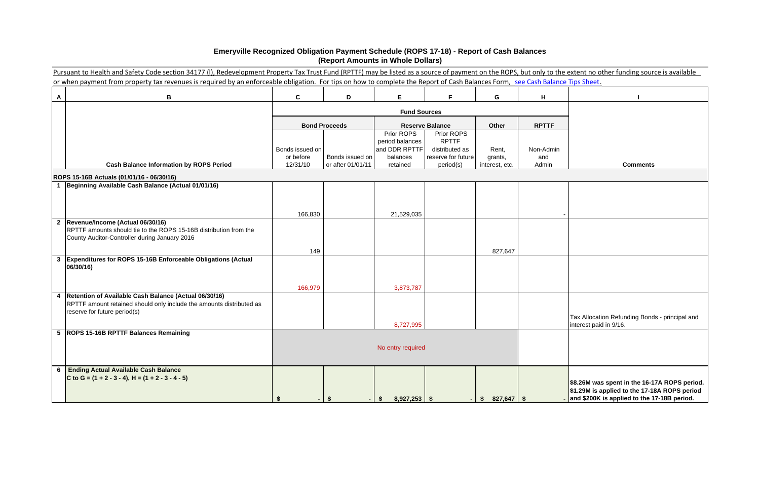# Emeryville Recognized Obligation Payment Schedule (ROPS 17-18) - Report of Cash Balances
## (Report Amounts in Whole Dollars)

Pursuant to Health and Safety Code section 34177 (l), Redevelopment Property Tax Trust Fund (RPTTF) may be listed as a source of payment on the ROPS, but only to the extent no other funding source is available or when payment from property tax revenues is required by an enforceable obligation. For tips on how to complete the Report of Cash Balances Form, see Cash Balance Tips Sheet.

| A | B | C | D | E | F | G | H | I |
|---|---|---|---|---|---|---|---|---|
| | | Fund Sources | | | | | | |
| | | Bond Proceeds | | Reserve Balance | | Other | RPTTF | |
| | Cash Balance Information by ROPS Period | Bonds issued on or before 12/31/10 | Bonds issued on or after 01/01/11 | Prior ROPS period balances and DDR RPTTF balances retained | Prior ROPS RPTTF distributed as reserve for future period(s) | Rent, grants, interest, etc. | Non-Admin and Admin | Comments |
| | **ROPS 15-16B Actuals (01/01/16 - 06/30/16)** | | | | | | | |
| 1 | **Beginning Available Cash Balance (Actual 01/01/16)** | 166,830 | | 21,529,035 | | | - | |
| 2 | **Revenue/Income (Actual 06/30/16)** RPTTF amounts should tie to the ROPS 15-16B distribution from the County Auditor-Controller during January 2016 | 149 | | | | 827,647 | | |
| 3 | **Expenditures for ROPS 15-16B Enforceable Obligations (Actual 06/30/16)** | 166,979 | | 3,873,787 | | | | |
| 4 | **Retention of Available Cash Balance (Actual 06/30/16)** RPTTF amount retained should only include the amounts distributed as reserve for future period(s) | | | 8,727,995 | | | | Tax Allocation Refunding Bonds - principal and interest paid in 9/16. |
| 5 | **ROPS 15-16B RPTTF Balances Remaining** | No entry required | | | | | | |
| 6 | **Ending Actual Available Cash Balance** C to G = (1 + 2 - 3 - 4), H = (1 + 2 - 3 - 4 - 5) | $ - | $ - | $ 8,927,253 | $ - | $ 827,647 | $ - | **\$8.26M was spent in the 16-17A ROPS period. \$1.29M is applied to the 17-18A ROPS period and \$200K is applied to the 17-18B period.** |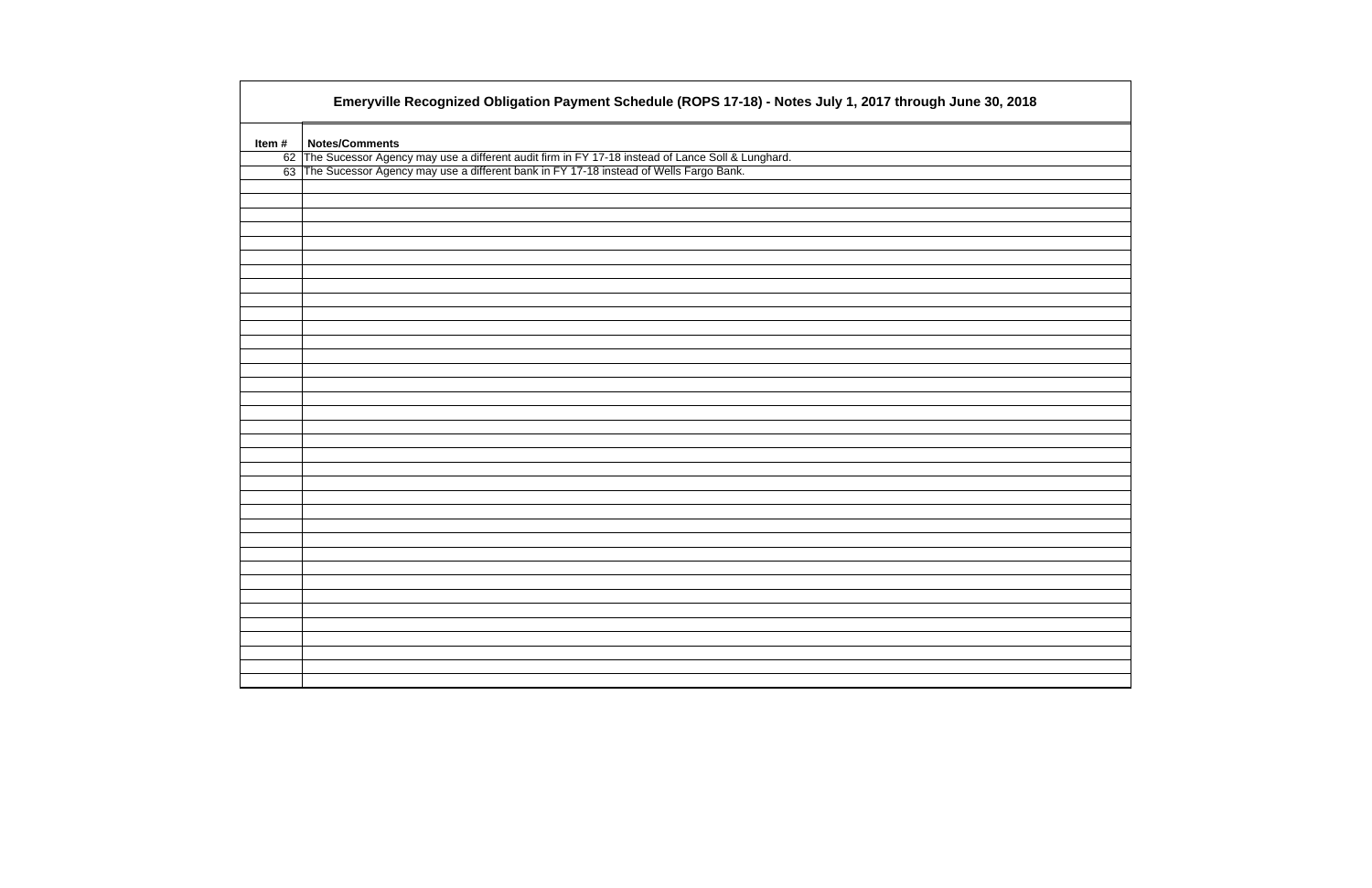## Emeryville Recognized Obligation Payment Schedule (ROPS 17-18) - Notes July 1, 2017 through June 30, 2018

| Item # | Notes/Comments |
|---|---|
| 62 | The Sucessor Agency may use a different audit firm in FY 17-18 instead of Lance Soll & Lunghard. |
| 63 | The Sucessor Agency may use a different bank in FY 17-18 instead of Wells Fargo Bank. |